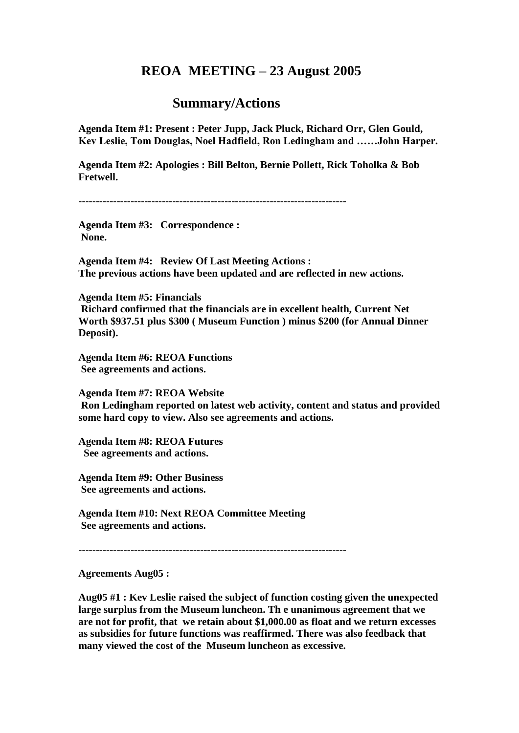# REOA MEETING – 23 August 2005

## Summary/Actions

**Agenda Item #1: Present : Peter Jupp, Jack Pluck, Richard Orr, Glen Gould, Kev Leslie, Tom Douglas, Noel Hadfield, Ron Ledingham and ……John Harper.**

**Agenda Item #2: Apologies : Bill Belton, Bernie Pollett, Rick Toholka & Bob Fretwell.**

---

**Agenda Item #3: Correspondence :**
**None.**

**Agenda Item #4: Review Of Last Meeting Actions :**
**The previous actions have been updated and are reflected in new actions.**

**Agenda Item #5: Financials**
**Richard confirmed that the financials are in excellent health, Current Net Worth $937.51 plus $300 ( Museum Function ) minus $200 (for Annual Dinner Deposit).**

**Agenda Item #6: REOA Functions**
**See agreements and actions.**

**Agenda Item #7: REOA Website**
**Ron Ledingham reported on latest web activity, content and status and provided some hard copy to view. Also see agreements and actions.**

**Agenda Item #8: REOA Futures**
**See agreements and actions.**

**Agenda Item #9: Other Business**
**See agreements and actions.**

**Agenda Item #10: Next REOA Committee Meeting**
**See agreements and actions.**

---

**Agreements Aug05 :**

**Aug05 #1 : Kev Leslie raised the subject of function costing given the unexpected large surplus from the Museum luncheon. Th e unanimous agreement that we are not for profit, that we retain about $1,000.00 as float and we return excesses as subsidies for future functions was reaffirmed. There was also feedback that many viewed the cost of the Museum luncheon as excessive.**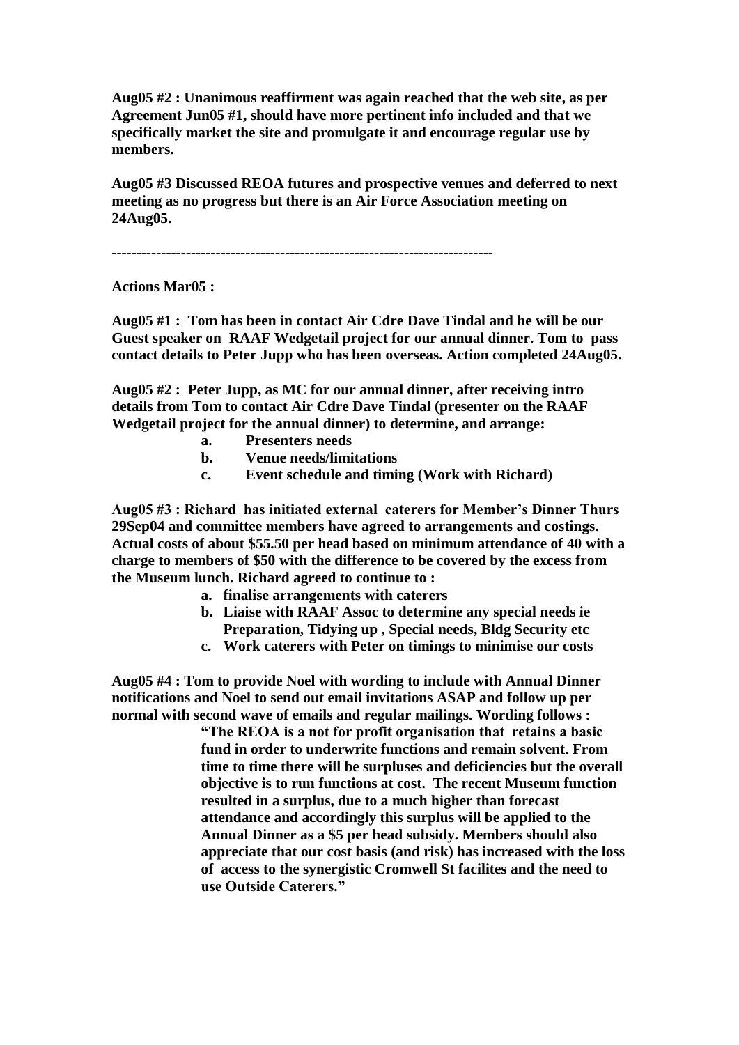**Aug05 #2 : Unanimous reaffirment was again reached that the web site, as per Agreement Jun05 #1, should have more pertinent info included and that we specifically market the site and promulgate it and encourage regular use by members.**

**Aug05 #3 Discussed REOA futures and prospective venues and deferred to next meeting as no progress but there is an Air Force Association meeting on 24Aug05.**

---

**Actions Mar05 :**

**Aug05 #1 : Tom has been in contact Air Cdre Dave Tindal and he will be our Guest speaker on RAAF Wedgetail project for our annual dinner. Tom to pass contact details to Peter Jupp who has been overseas. Action completed 24Aug05.**

**Aug05 #2 : Peter Jupp, as MC for our annual dinner, after receiving intro details from Tom to contact Air Cdre Dave Tindal (presenter on the RAAF Wedgetail project for the annual dinner) to determine, and arrange:**

- **a. Presenters needs**
- **b. Venue needs/limitations**
- **c. Event schedule and timing (Work with Richard)**

**Aug05 #3 : Richard has initiated external caterers for Member's Dinner Thurs 29Sep04 and committee members have agreed to arrangements and costings. Actual costs of about $55.50 per head based on minimum attendance of 40 with a charge to members of $50 with the difference to be covered by the excess from the Museum lunch. Richard agreed to continue to :**

- **a. finalise arrangements with caterers**
- **b. Liaise with RAAF Assoc to determine any special needs ie Preparation, Tidying up , Special needs, Bldg Security etc**
- **c. Work caterers with Peter on timings to minimise our costs**

**Aug05 #4 : Tom to provide Noel with wording to include with Annual Dinner notifications and Noel to send out email invitations ASAP and follow up per normal with second wave of emails and regular mailings. Wording follows :**

> **"The REOA is a not for profit organisation that retains a basic fund in order to underwrite functions and remain solvent. From time to time there will be surpluses and deficiencies but the overall objective is to run functions at cost. The recent Museum function resulted in a surplus, due to a much higher than forecast attendance and accordingly this surplus will be applied to the Annual Dinner as a $5 per head subsidy. Members should also appreciate that our cost basis (and risk) has increased with the loss of access to the synergistic Cromwell St facilites and the need to use Outside Caterers."**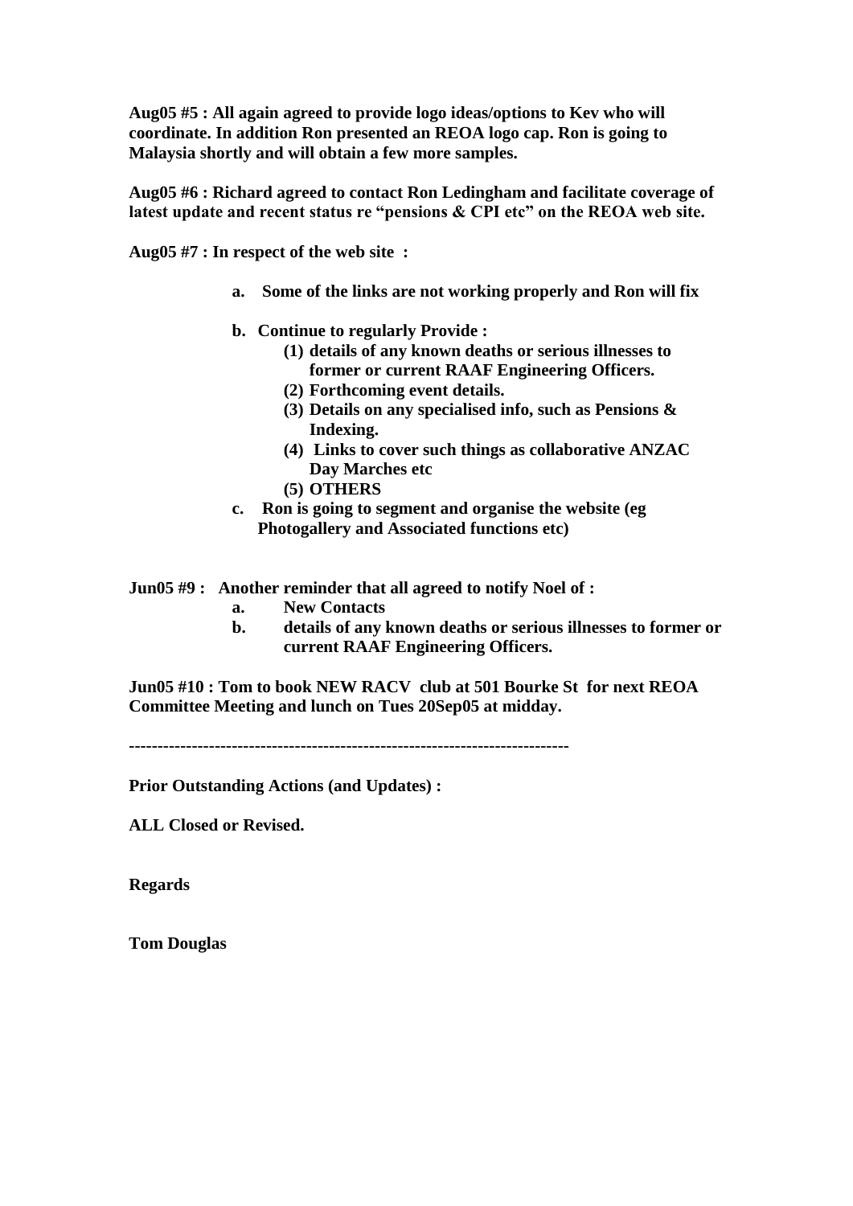**Aug05 #5 : All again agreed to provide logo ideas/options to Kev who will coordinate. In addition Ron presented an REOA logo cap. Ron is going to Malaysia shortly and will obtain a few more samples.**

**Aug05 #6 : Richard agreed to contact Ron Ledingham and facilitate coverage of latest update and recent status re "pensions & CPI etc" on the REOA web site.**

**Aug05 #7 : In respect of the web site :**

- **a. Some of the links are not working properly and Ron will fix**
- **b. Continue to regularly Provide :**
  - **(1) details of any known deaths or serious illnesses to former or current RAAF Engineering Officers.**
  - **(2) Forthcoming event details.**
  - **(3) Details on any specialised info, such as Pensions & Indexing.**
  - **(4) Links to cover such things as collaborative ANZAC Day Marches etc**
  - **(5) OTHERS**
- **c. Ron is going to segment and organise the website (eg Photogallery and Associated functions etc)**

**Jun05 #9 : Another reminder that all agreed to notify Noel of :**

- **a. New Contacts**
- **b. details of any known deaths or serious illnesses to former or current RAAF Engineering Officers.**

**Jun05 #10 : Tom to book NEW RACV club at 501 Bourke St for next REOA Committee Meeting and lunch on Tues 20Sep05 at midday.**

---

**Prior Outstanding Actions (and Updates) :**

**ALL Closed or Revised.**

**Regards**

**Tom Douglas**